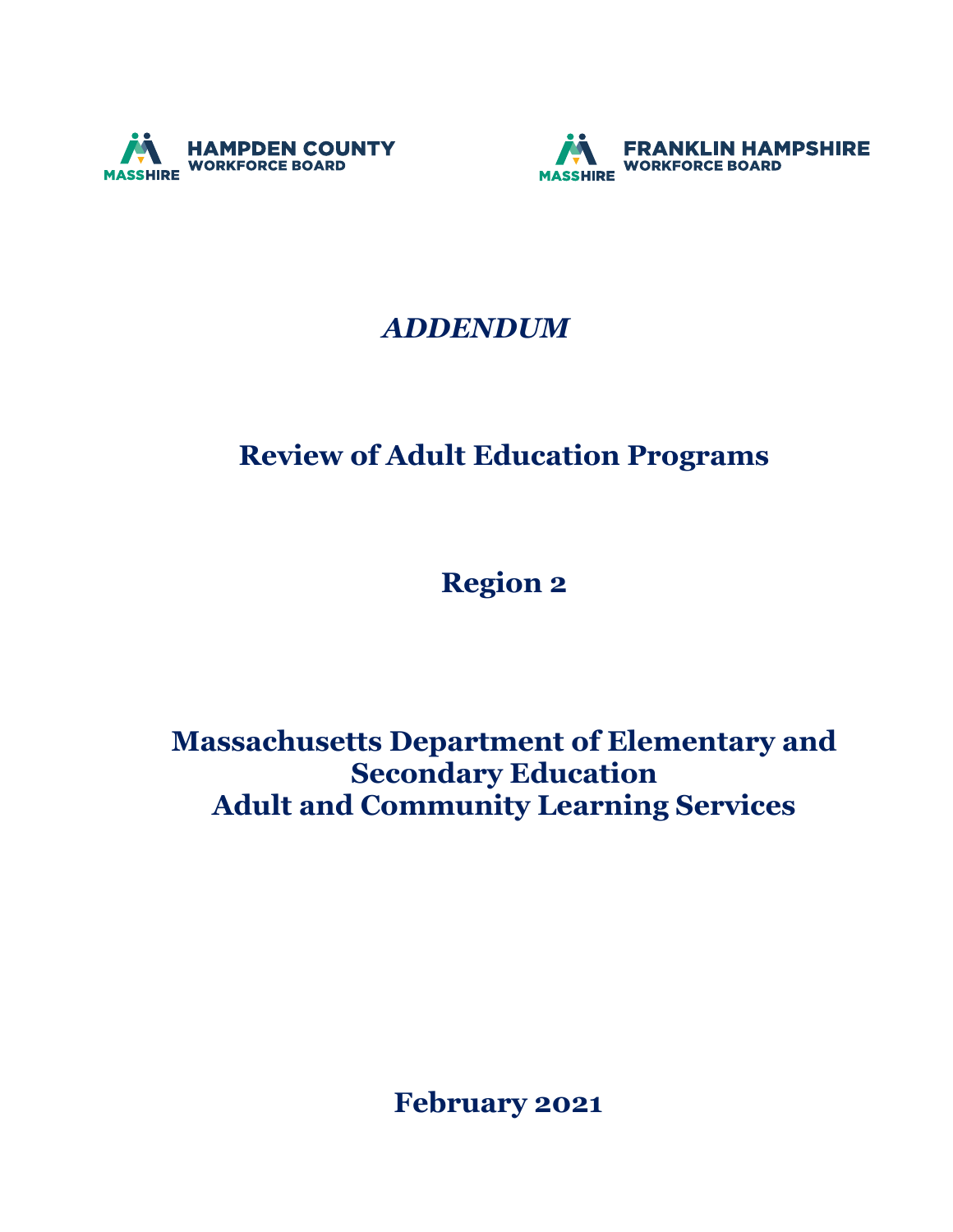MASSHIRE HAMPDEN COUNTY WORKFORCE BOARD

MASSHIRE FRANKLIN HAMPSHIRE WORKFORCE BOARD

# *ADDENDUM*

# Review of Adult Education Programs

# Region 2

# Massachusetts Department of Elementary and Secondary Education Adult and Community Learning Services

**February 2021**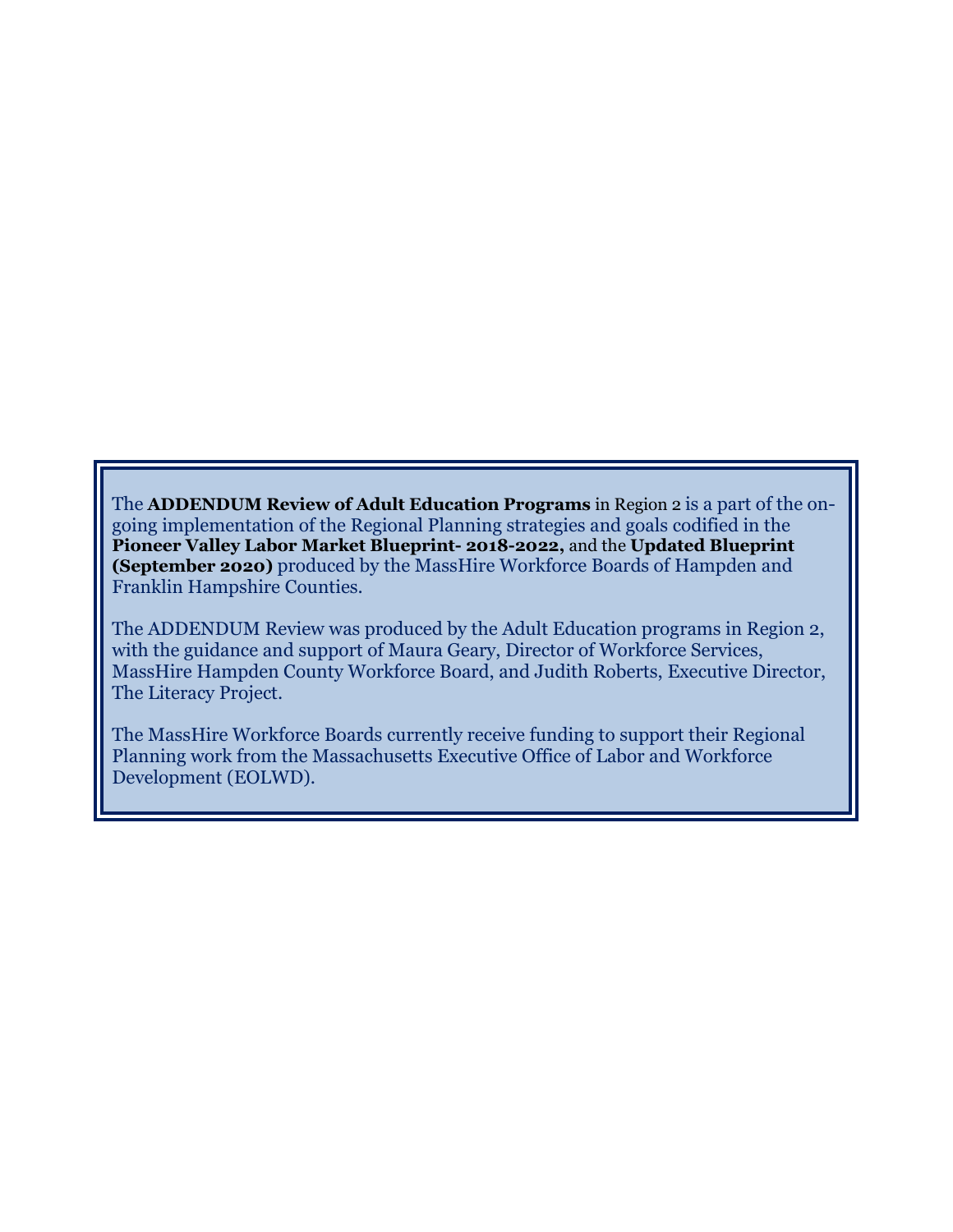The **ADDENDUM Review of Adult Education Programs** in Region 2 is a part of the on-going implementation of the Regional Planning strategies and goals codified in the **Pioneer Valley Labor Market Blueprint- 2018-2022,** and the **Updated Blueprint (September 2020)** produced by the MassHire Workforce Boards of Hampden and Franklin Hampshire Counties.

The ADDENDUM Review was produced by the Adult Education programs in Region 2, with the guidance and support of Maura Geary, Director of Workforce Services, MassHire Hampden County Workforce Board, and Judith Roberts, Executive Director, The Literacy Project.

The MassHire Workforce Boards currently receive funding to support their Regional Planning work from the Massachusetts Executive Office of Labor and Workforce Development (EOLWD).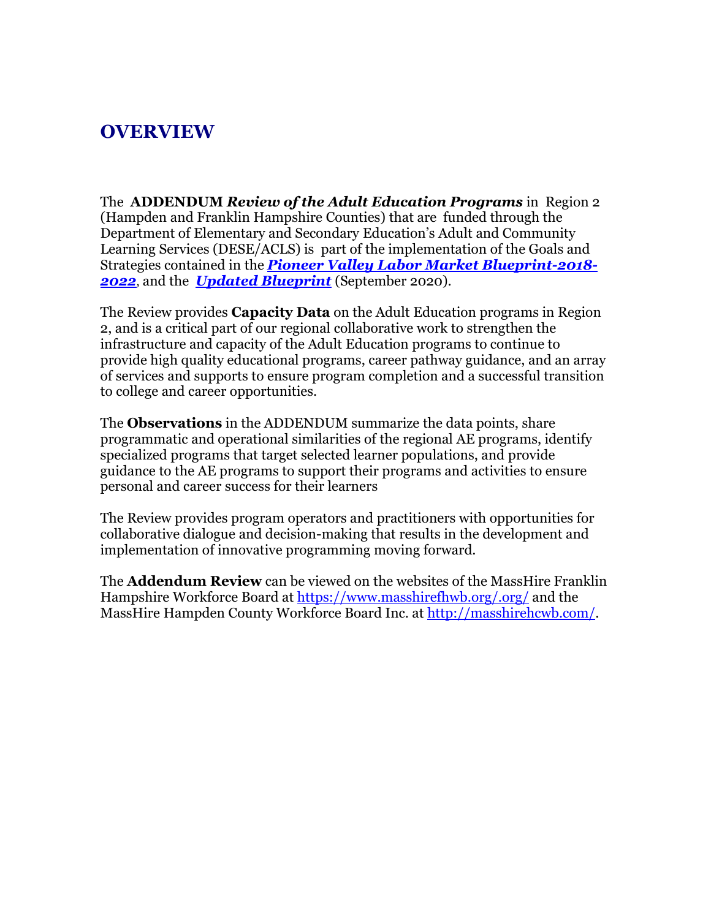# OVERVIEW

The **ADDENDUM** ***Review of the Adult Education Programs*** in Region 2 (Hampden and Franklin Hampshire Counties) that are funded through the Department of Elementary and Secondary Education's Adult and Community Learning Services (DESE/ACLS) is part of the implementation of the Goals and Strategies contained in the ***Pioneer Valley Labor Market Blueprint-2018-2022***, and the ***Updated Blueprint*** (September 2020).

The Review provides **Capacity Data** on the Adult Education programs in Region 2, and is a critical part of our regional collaborative work to strengthen the infrastructure and capacity of the Adult Education programs to continue to provide high quality educational programs, career pathway guidance, and an array of services and supports to ensure program completion and a successful transition to college and career opportunities.

The **Observations** in the ADDENDUM summarize the data points, share programmatic and operational similarities of the regional AE programs, identify specialized programs that target selected learner populations, and provide guidance to the AE programs to support their programs and activities to ensure personal and career success for their learners

The Review provides program operators and practitioners with opportunities for collaborative dialogue and decision-making that results in the development and implementation of innovative programming moving forward.

The **Addendum Review** can be viewed on the websites of the MassHire Franklin Hampshire Workforce Board at https://www.masshirefhwb.org/.org/ and the MassHire Hampden County Workforce Board Inc. at http://masshirehcwb.com/.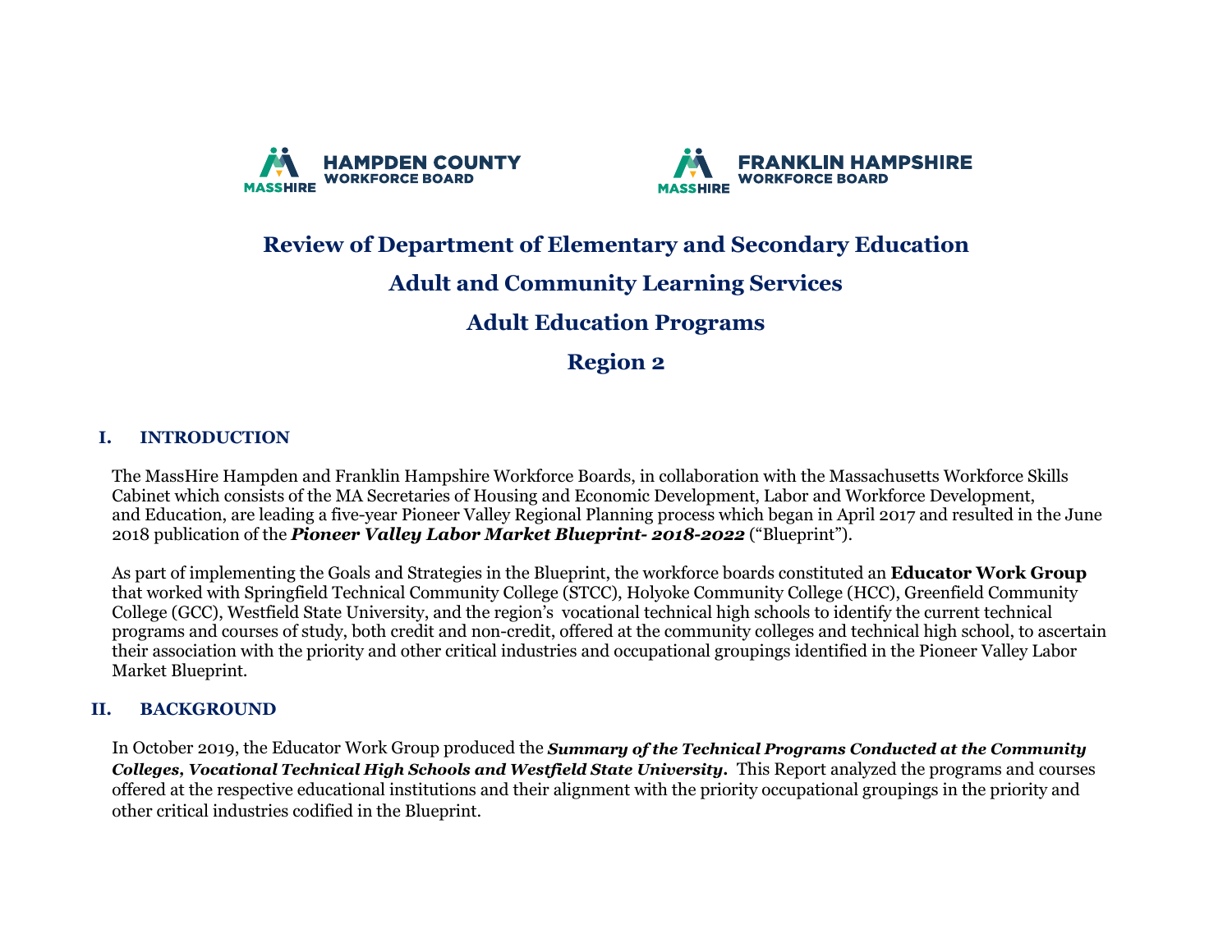**MASSHIRE HAMPDEN COUNTY WORKFORCE BOARD**

**MASSHIRE FRANKLIN HAMPSHIRE WORKFORCE BOARD**

# Review of Department of Elementary and Secondary Education

# Adult and Community Learning Services

# Adult Education Programs

# Region 2

## I. INTRODUCTION

The MassHire Hampden and Franklin Hampshire Workforce Boards, in collaboration with the Massachusetts Workforce Skills Cabinet which consists of the MA Secretaries of Housing and Economic Development, Labor and Workforce Development, and Education, are leading a five-year Pioneer Valley Regional Planning process which began in April 2017 and resulted in the June 2018 publication of the ***Pioneer Valley Labor Market Blueprint- 2018-2022*** ("Blueprint").

As part of implementing the Goals and Strategies in the Blueprint, the workforce boards constituted an **Educator Work Group** that worked with Springfield Technical Community College (STCC), Holyoke Community College (HCC), Greenfield Community College (GCC), Westfield State University, and the region's vocational technical high schools to identify the current technical programs and courses of study, both credit and non-credit, offered at the community colleges and technical high school, to ascertain their association with the priority and other critical industries and occupational groupings identified in the Pioneer Valley Labor Market Blueprint.

## II. BACKGROUND

In October 2019, the Educator Work Group produced the ***Summary of the Technical Programs Conducted at the Community Colleges, Vocational Technical High Schools and Westfield State University.*** This Report analyzed the programs and courses offered at the respective educational institutions and their alignment with the priority occupational groupings in the priority and other critical industries codified in the Blueprint.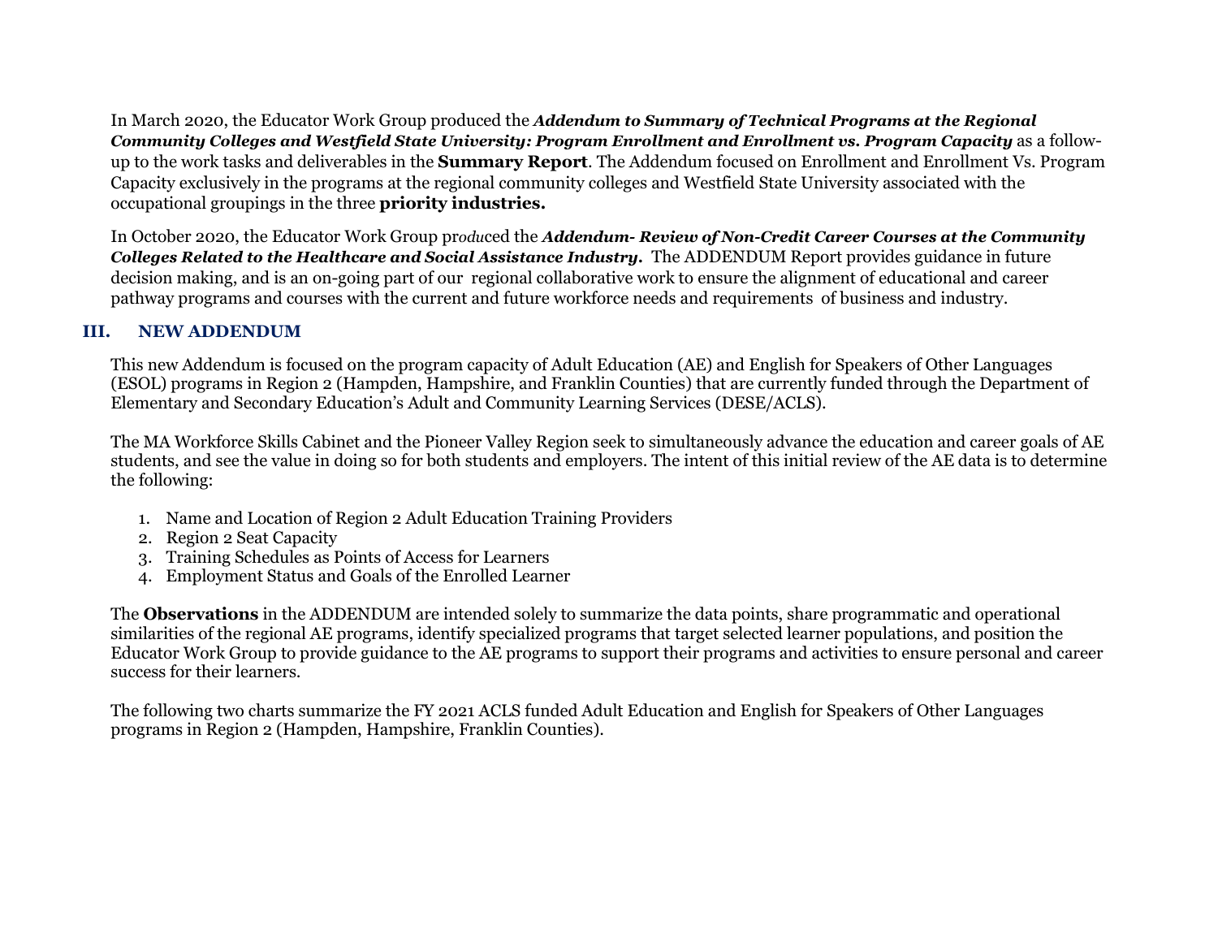In March 2020, the Educator Work Group produced the ***Addendum to Summary of Technical Programs at the Regional Community Colleges and Westfield State University: Program Enrollment and Enrollment vs. Program Capacity*** as a follow-up to the work tasks and deliverables in the **Summary Report**. The Addendum focused on Enrollment and Enrollment Vs. Program Capacity exclusively in the programs at the regional community colleges and Westfield State University associated with the occupational groupings in the three **priority industries.**

In October 2020, the Educator Work Group produced the ***Addendum- Review of Non-Credit Career Courses at the Community Colleges Related to the Healthcare and Social Assistance Industry.*** The ADDENDUM Report provides guidance in future decision making, and is an on-going part of our regional collaborative work to ensure the alignment of educational and career pathway programs and courses with the current and future workforce needs and requirements of business and industry.

## III. NEW ADDENDUM

This new Addendum is focused on the program capacity of Adult Education (AE) and English for Speakers of Other Languages (ESOL) programs in Region 2 (Hampden, Hampshire, and Franklin Counties) that are currently funded through the Department of Elementary and Secondary Education's Adult and Community Learning Services (DESE/ACLS).

The MA Workforce Skills Cabinet and the Pioneer Valley Region seek to simultaneously advance the education and career goals of AE students, and see the value in doing so for both students and employers. The intent of this initial review of the AE data is to determine the following:

1. Name and Location of Region 2 Adult Education Training Providers
2. Region 2 Seat Capacity
3. Training Schedules as Points of Access for Learners
4. Employment Status and Goals of the Enrolled Learner

The **Observations** in the ADDENDUM are intended solely to summarize the data points, share programmatic and operational similarities of the regional AE programs, identify specialized programs that target selected learner populations, and position the Educator Work Group to provide guidance to the AE programs to support their programs and activities to ensure personal and career success for their learners.

The following two charts summarize the FY 2021 ACLS funded Adult Education and English for Speakers of Other Languages programs in Region 2 (Hampden, Hampshire, Franklin Counties).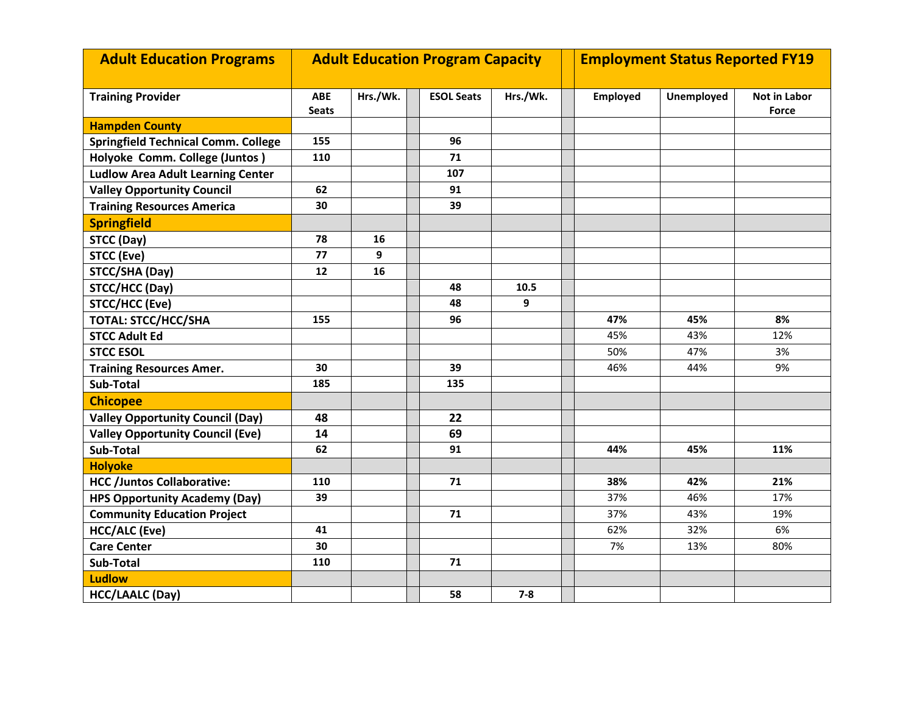| Adult Education Programs | Adult Education Program Capacity | | | | | Employment Status Reported FY19 | | | |
|---|---|---|---|---|---|---|---|---|---|
| **Training Provider** | **ABE Seats** | **Hrs./Wk.** | | **ESOL Seats** | **Hrs./Wk.** | | **Employed** | **Unemployed** | **Not in Labor Force** |
| **Hampden County** | | | | | | | | | |
| **Springfield Technical Comm. College** | **155** | | | **96** | | | | | |
| **Holyoke Comm. College (Juntos )** | **110** | | | **71** | | | | | |
| **Ludlow Area Adult Learning Center** | | | | **107** | | | | | |
| **Valley Opportunity Council** | **62** | | | **91** | | | | | |
| **Training Resources America** | **30** | | | **39** | | | | | |
| **Springfield** | | | | | | | | | |
| **STCC (Day)** | **78** | **16** | | | | | | | |
| **STCC (Eve)** | **77** | **9** | | | | | | | |
| **STCC/SHA (Day)** | **12** | **16** | | | | | | | |
| **STCC/HCC (Day)** | | | | **48** | **10.5** | | | | |
| **STCC/HCC (Eve)** | | | | **48** | **9** | | | | |
| **TOTAL: STCC/HCC/SHA** | **155** | | | **96** | | | **47%** | **45%** | **8%** |
| **STCC Adult Ed** | | | | | | | 45% | 43% | 12% |
| **STCC ESOL** | | | | | | | 50% | 47% | 3% |
| **Training Resources Amer.** | **30** | | | **39** | | | 46% | 44% | 9% |
| **Sub-Total** | **185** | | | **135** | | | | | |
| **Chicopee** | | | | | | | | | |
| **Valley Opportunity Council (Day)** | **48** | | | **22** | | | | | |
| **Valley Opportunity Council (Eve)** | **14** | | | **69** | | | | | |
| **Sub-Total** | **62** | | | **91** | | | **44%** | **45%** | **11%** |
| **Holyoke** | | | | | | | | | |
| **HCC /Juntos Collaborative:** | **110** | | | **71** | | | **38%** | **42%** | **21%** |
| **HPS Opportunity Academy (Day)** | **39** | | | | | | 37% | 46% | 17% |
| **Community Education Project** | | | | **71** | | | 37% | 43% | 19% |
| **HCC/ALC (Eve)** | **41** | | | | | | 62% | 32% | 6% |
| **Care Center** | **30** | | | | | | 7% | 13% | 80% |
| **Sub-Total** | **110** | | | **71** | | | | | |
| **Ludlow** | | | | | | | | | |
| **HCC/LAALC (Day)** | | | | **58** | **7-8** | | | | |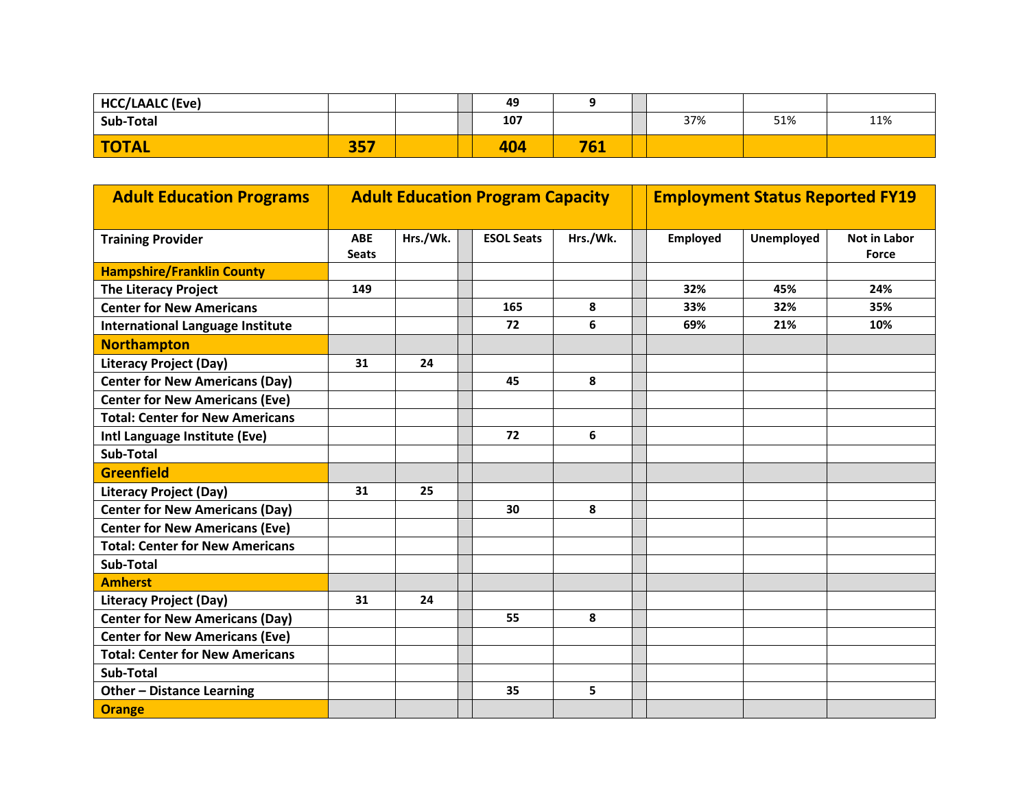| | | | | | | | | | |
|---|---|---|---|---|---|---|---|---|---|
| HCC/LAALC (Eve) | | | | 49 | 9 | | | | |
| Sub-Total | | | | 107 | | | 37% | 51% | 11% |
| **TOTAL** | **357** | | | **404** | **761** | | | | |

| **Adult Education Programs** | **Adult Education Program Capacity** | | | | | | **Employment Status Reported FY19** | | |
|---|---|---|---|---|---|---|---|---|---|
| **Training Provider** | **ABE Seats** | **Hrs./Wk.** | | **ESOL Seats** | **Hrs./Wk.** | | **Employed** | **Unemployed** | **Not in Labor Force** |
| **Hampshire/Franklin County** | | | | | | | | | |
| **The Literacy Project** | **149** | | | | | | **32%** | **45%** | **24%** |
| **Center for New Americans** | | | | **165** | **8** | | **33%** | **32%** | **35%** |
| **International Language Institute** | | | | **72** | **6** | | **69%** | **21%** | **10%** |
| **Northampton** | | | | | | | | | |
| **Literacy Project (Day)** | **31** | **24** | | | | | | | |
| **Center for New Americans (Day)** | | | | **45** | **8** | | | | |
| **Center for New Americans (Eve)** | | | | | | | | | |
| **Total: Center for New Americans** | | | | | | | | | |
| **Intl Language Institute (Eve)** | | | | **72** | **6** | | | | |
| **Sub-Total** | | | | | | | | | |
| **Greenfield** | | | | | | | | | |
| **Literacy Project (Day)** | **31** | **25** | | | | | | | |
| **Center for New Americans (Day)** | | | | **30** | **8** | | | | |
| **Center for New Americans (Eve)** | | | | | | | | | |
| **Total: Center for New Americans** | | | | | | | | | |
| **Sub-Total** | | | | | | | | | |
| **Amherst** | | | | | | | | | |
| **Literacy Project (Day)** | **31** | **24** | | | | | | | |
| **Center for New Americans (Day)** | | | | **55** | **8** | | | | |
| **Center for New Americans (Eve)** | | | | | | | | | |
| **Total: Center for New Americans** | | | | | | | | | |
| **Sub-Total** | | | | | | | | | |
| **Other – Distance Learning** | | | | **35** | **5** | | | | |
| **Orange** | | | | | | | | | |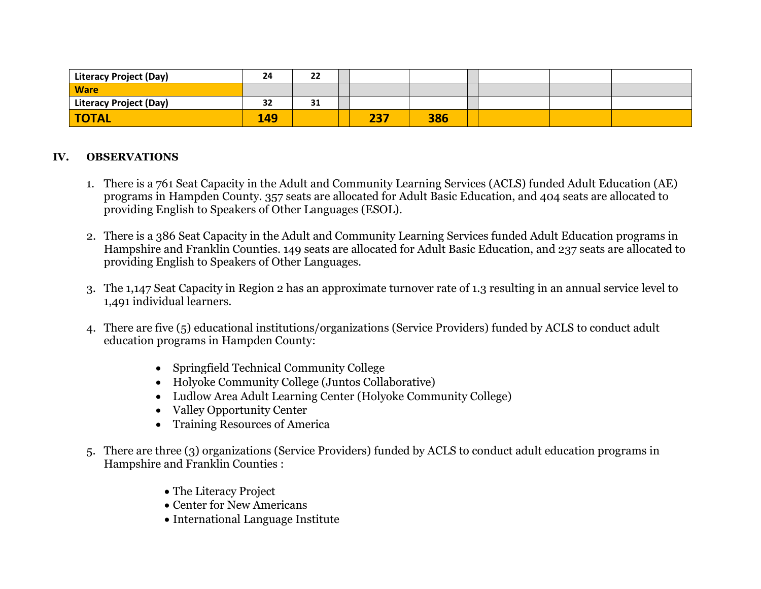| | | | | | | | | | |
|---|---|---|---|---|---|---|---|---|---|
| Literacy Project (Day) | 24 | 22 | | | | | | | |
| **Ware** | | | | | | | | | |
| Literacy Project (Day) | 32 | 31 | | | | | | | |
| **TOTAL** | **149** | | | **237** | **386** | | | | |

## IV. OBSERVATIONS

1. There is a 761 Seat Capacity in the Adult and Community Learning Services (ACLS) funded Adult Education (AE) programs in Hampden County. 357 seats are allocated for Adult Basic Education, and 404 seats are allocated to providing English to Speakers of Other Languages (ESOL).

2. There is a 386 Seat Capacity in the Adult and Community Learning Services funded Adult Education programs in Hampshire and Franklin Counties. 149 seats are allocated for Adult Basic Education, and 237 seats are allocated to providing English to Speakers of Other Languages.

3. The 1,147 Seat Capacity in Region 2 has an approximate turnover rate of 1.3 resulting in an annual service level to 1,491 individual learners.

4. There are five (5) educational institutions/organizations (Service Providers) funded by ACLS to conduct adult education programs in Hampden County:

    - Springfield Technical Community College
    - Holyoke Community College (Juntos Collaborative)
    - Ludlow Area Adult Learning Center (Holyoke Community College)
    - Valley Opportunity Center
    - Training Resources of America

5. There are three (3) organizations (Service Providers) funded by ACLS to conduct adult education programs in Hampshire and Franklin Counties :

    - The Literacy Project
    - Center for New Americans
    - International Language Institute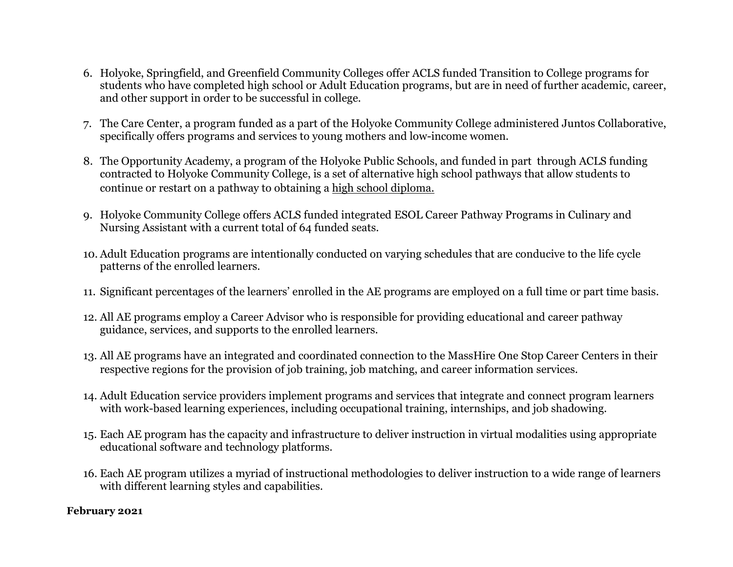6. Holyoke, Springfield, and Greenfield Community Colleges offer ACLS funded Transition to College programs for students who have completed high school or Adult Education programs, but are in need of further academic, career, and other support in order to be successful in college.

7. The Care Center, a program funded as a part of the Holyoke Community College administered Juntos Collaborative, specifically offers programs and services to young mothers and low-income women.

8. The Opportunity Academy, a program of the Holyoke Public Schools, and funded in part through ACLS funding contracted to Holyoke Community College, is a set of alternative high school pathways that allow students to continue or restart on a pathway to obtaining a high school diploma.

9. Holyoke Community College offers ACLS funded integrated ESOL Career Pathway Programs in Culinary and Nursing Assistant with a current total of 64 funded seats.

10. Adult Education programs are intentionally conducted on varying schedules that are conducive to the life cycle patterns of the enrolled learners.

11. Significant percentages of the learners' enrolled in the AE programs are employed on a full time or part time basis.

12. All AE programs employ a Career Advisor who is responsible for providing educational and career pathway guidance, services, and supports to the enrolled learners.

13. All AE programs have an integrated and coordinated connection to the MassHire One Stop Career Centers in their respective regions for the provision of job training, job matching, and career information services.

14. Adult Education service providers implement programs and services that integrate and connect program learners with work-based learning experiences, including occupational training, internships, and job shadowing.

15. Each AE program has the capacity and infrastructure to deliver instruction in virtual modalities using appropriate educational software and technology platforms.

16. Each AE program utilizes a myriad of instructional methodologies to deliver instruction to a wide range of learners with different learning styles and capabilities.

**February 2021**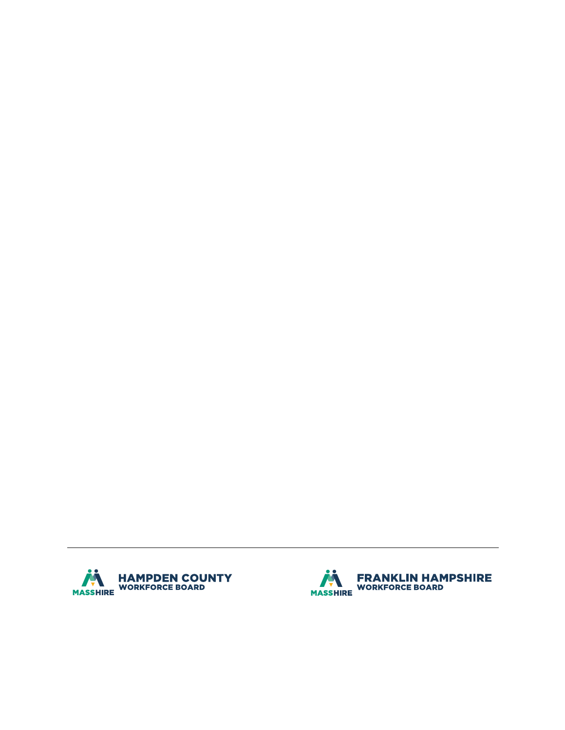MASSHIRE HAMPDEN COUNTY WORKFORCE BOARD

MASSHIRE FRANKLIN HAMPSHIRE WORKFORCE BOARD